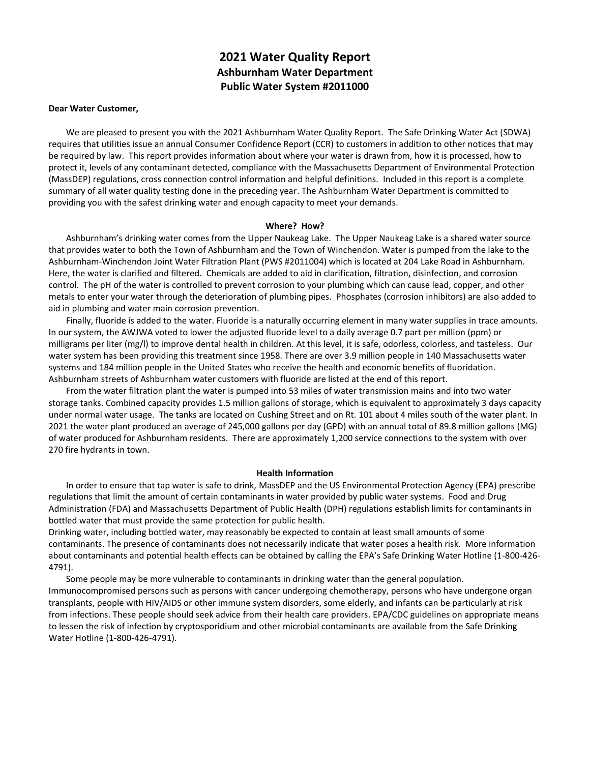# 2021 Water Quality Report

## Ashburnham Water Department

## Public Water System #2011000

**Dear Water Customer,**

We are pleased to present you with the 2021 Ashburnham Water Quality Report. The Safe Drinking Water Act (SDWA) requires that utilities issue an annual Consumer Confidence Report (CCR) to customers in addition to other notices that may be required by law. This report provides information about where your water is drawn from, how it is processed, how to protect it, levels of any contaminant detected, compliance with the Massachusetts Department of Environmental Protection (MassDEP) regulations, cross connection control information and helpful definitions. Included in this report is a complete summary of all water quality testing done in the preceding year. The Ashburnham Water Department is committed to providing you with the safest drinking water and enough capacity to meet your demands.

### Where? How?

Ashburnham's drinking water comes from the Upper Naukeag Lake. The Upper Naukeag Lake is a shared water source that provides water to both the Town of Ashburnham and the Town of Winchendon. Water is pumped from the lake to the Ashburnham-Winchendon Joint Water Filtration Plant (PWS #2011004) which is located at 204 Lake Road in Ashburnham. Here, the water is clarified and filtered. Chemicals are added to aid in clarification, filtration, disinfection, and corrosion control. The pH of the water is controlled to prevent corrosion to your plumbing which can cause lead, copper, and other metals to enter your water through the deterioration of plumbing pipes. Phosphates (corrosion inhibitors) are also added to aid in plumbing and water main corrosion prevention.

Finally, fluoride is added to the water. Fluoride is a naturally occurring element in many water supplies in trace amounts. In our system, the AWJWA voted to lower the adjusted fluoride level to a daily average 0.7 part per million (ppm) or milligrams per liter (mg/l) to improve dental health in children. At this level, it is safe, odorless, colorless, and tasteless. Our water system has been providing this treatment since 1958. There are over 3.9 million people in 140 Massachusetts water systems and 184 million people in the United States who receive the health and economic benefits of fluoridation. Ashburnham streets of Ashburnham water customers with fluoride are listed at the end of this report.

From the water filtration plant the water is pumped into 53 miles of water transmission mains and into two water storage tanks. Combined capacity provides 1.5 million gallons of storage, which is equivalent to approximately 3 days capacity under normal water usage. The tanks are located on Cushing Street and on Rt. 101 about 4 miles south of the water plant. In 2021 the water plant produced an average of 245,000 gallons per day (GPD) with an annual total of 89.8 million gallons (MG) of water produced for Ashburnham residents. There are approximately 1,200 service connections to the system with over 270 fire hydrants in town.

### Health Information

In order to ensure that tap water is safe to drink, MassDEP and the US Environmental Protection Agency (EPA) prescribe regulations that limit the amount of certain contaminants in water provided by public water systems. Food and Drug Administration (FDA) and Massachusetts Department of Public Health (DPH) regulations establish limits for contaminants in bottled water that must provide the same protection for public health.

Drinking water, including bottled water, may reasonably be expected to contain at least small amounts of some contaminants. The presence of contaminants does not necessarily indicate that water poses a health risk. More information about contaminants and potential health effects can be obtained by calling the EPA's Safe Drinking Water Hotline (1-800-426-4791).

Some people may be more vulnerable to contaminants in drinking water than the general population. Immunocompromised persons such as persons with cancer undergoing chemotherapy, persons who have undergone organ transplants, people with HIV/AIDS or other immune system disorders, some elderly, and infants can be particularly at risk from infections. These people should seek advice from their health care providers. EPA/CDC guidelines on appropriate means to lessen the risk of infection by cryptosporidium and other microbial contaminants are available from the Safe Drinking Water Hotline (1-800-426-4791).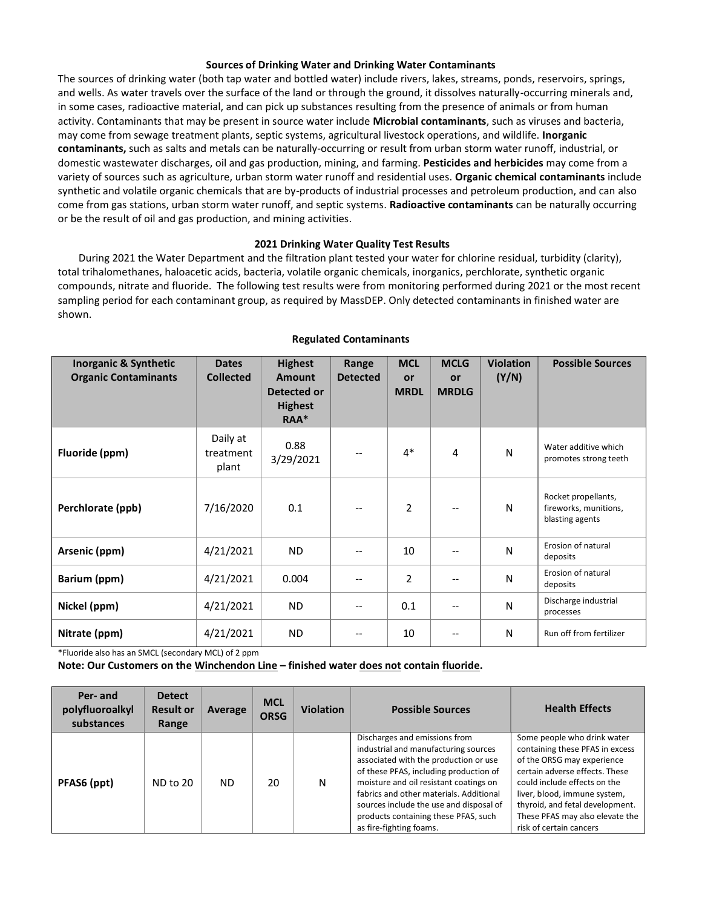### Sources of Drinking Water and Drinking Water Contaminants

The sources of drinking water (both tap water and bottled water) include rivers, lakes, streams, ponds, reservoirs, springs, and wells. As water travels over the surface of the land or through the ground, it dissolves naturally-occurring minerals and, in some cases, radioactive material, and can pick up substances resulting from the presence of animals or from human activity. Contaminants that may be present in source water include **Microbial contaminants**, such as viruses and bacteria, may come from sewage treatment plants, septic systems, agricultural livestock operations, and wildlife. **Inorganic contaminants,** such as salts and metals can be naturally-occurring or result from urban storm water runoff, industrial, or domestic wastewater discharges, oil and gas production, mining, and farming. **Pesticides and herbicides** may come from a variety of sources such as agriculture, urban storm water runoff and residential uses. **Organic chemical contaminants** include synthetic and volatile organic chemicals that are by-products of industrial processes and petroleum production, and can also come from gas stations, urban storm water runoff, and septic systems. **Radioactive contaminants** can be naturally occurring or be the result of oil and gas production, and mining activities.

### 2021 Drinking Water Quality Test Results

During 2021 the Water Department and the filtration plant tested your water for chlorine residual, turbidity (clarity), total trihalomethanes, haloacetic acids, bacteria, volatile organic chemicals, inorganics, perchlorate, synthetic organic compounds, nitrate and fluoride. The following test results were from monitoring performed during 2021 or the most recent sampling period for each contaminant group, as required by MassDEP. Only detected contaminants in finished water are shown.

### Regulated Contaminants

| Inorganic & Synthetic Organic Contaminants | Dates Collected | Highest Amount Detected or Highest RAA* | Range Detected | MCL or MRDL | MCLG or MRDLG | Violation (Y/N) | Possible Sources |
|---|---|---|---|---|---|---|---|
| **Fluoride (ppm)** | Daily at treatment plant | 0.88 3/29/2021 | -- | 4* | 4 | N | Water additive which promotes strong teeth |
| **Perchlorate (ppb)** | 7/16/2020 | 0.1 | -- | 2 | -- | N | Rocket propellants, fireworks, munitions, blasting agents |
| **Arsenic (ppm)** | 4/21/2021 | ND | -- | 10 | -- | N | Erosion of natural deposits |
| **Barium (ppm)** | 4/21/2021 | 0.004 | -- | 2 | -- | N | Erosion of natural deposits |
| **Nickel (ppm)** | 4/21/2021 | ND | -- | 0.1 | -- | N | Discharge industrial processes |
| **Nitrate (ppm)** | 4/21/2021 | ND | -- | 10 | -- | N | Run off from fertilizer |

*Fluoride also has an SMCL (secondary MCL) of 2 ppm

**Note: Our Customers on the Winchendon Line – finished water does not contain fluoride.**

| Per- and polyfluoroalkyl substances | Detect Result or Range | Average | MCL ORSG | Violation | Possible Sources | Health Effects |
|---|---|---|---|---|---|---|
| **PFAS6 (ppt)** | ND to 20 | ND | 20 | N | Discharges and emissions from industrial and manufacturing sources associated with the production or use of these PFAS, including production of moisture and oil resistant coatings on fabrics and other materials. Additional sources include the use and disposal of products containing these PFAS, such as fire-fighting foams. | Some people who drink water containing these PFAS in excess of the ORSG may experience certain adverse effects. These could include effects on the liver, blood, immune system, thyroid, and fetal development. These PFAS may also elevate the risk of certain cancers |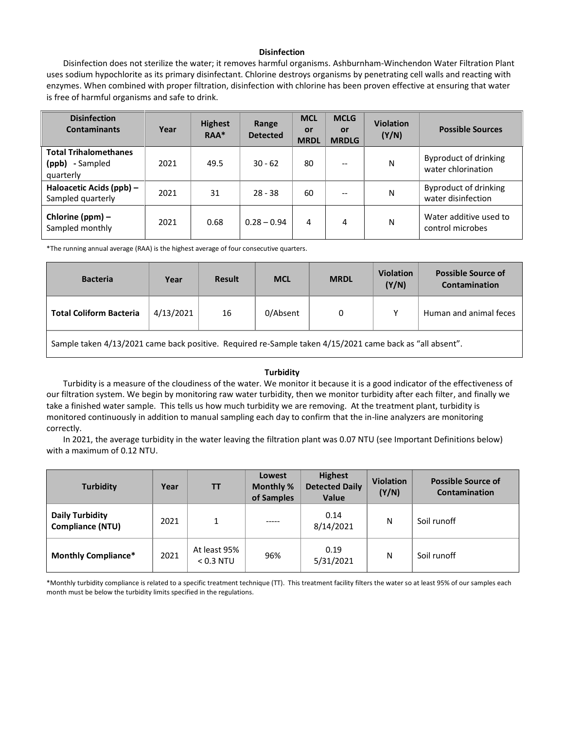### Disinfection

Disinfection does not sterilize the water; it removes harmful organisms. Ashburnham-Winchendon Water Filtration Plant uses sodium hypochlorite as its primary disinfectant. Chlorine destroys organisms by penetrating cell walls and reacting with enzymes. When combined with proper filtration, disinfection with chlorine has been proven effective at ensuring that water is free of harmful organisms and safe to drink.

| Disinfection Contaminants | Year | Highest RAA* | Range Detected | MCL or MRDL | MCLG or MRDLG | Violation (Y/N) | Possible Sources |
|---|---|---|---|---|---|---|---|
| **Total Trihalomethanes (ppb) -** Sampled quarterly | 2021 | 49.5 | 30 - 62 | 80 | -- | N | Byproduct of drinking water chlorination |
| **Haloacetic Acids (ppb) –** Sampled quarterly | 2021 | 31 | 28 - 38 | 60 | -- | N | Byproduct of drinking water disinfection |
| **Chlorine (ppm) –** Sampled monthly | 2021 | 0.68 | 0.28 – 0.94 | 4 | 4 | N | Water additive used to control microbes |

*The running annual average (RAA) is the highest average of four consecutive quarters.

| Bacteria | Year | Result | MCL | MRDL | Violation (Y/N) | Possible Source of Contamination |
|---|---|---|---|---|---|---|
| **Total Coliform Bacteria** | 4/13/2021 | 16 | 0/Absent | 0 | Y | Human and animal feces |
| Sample taken 4/13/2021 came back positive. Required re-Sample taken 4/15/2021 came back as "all absent". | | | | | | |

### Turbidity

Turbidity is a measure of the cloudiness of the water. We monitor it because it is a good indicator of the effectiveness of our filtration system. We begin by monitoring raw water turbidity, then we monitor turbidity after each filter, and finally we take a finished water sample. This tells us how much turbidity we are removing. At the treatment plant, turbidity is monitored continuously in addition to manual sampling each day to confirm that the in-line analyzers are monitoring correctly.

In 2021, the average turbidity in the water leaving the filtration plant was 0.07 NTU (see Important Definitions below) with a maximum of 0.12 NTU.

| Turbidity | Year | TT | Lowest Monthly % of Samples | Highest Detected Daily Value | Violation (Y/N) | Possible Source of Contamination |
|---|---|---|---|---|---|---|
| **Daily Turbidity Compliance (NTU)** | 2021 | 1 | ----- | 0.14 8/14/2021 | N | Soil runoff |
| **Monthly Compliance*** | 2021 | At least 95% < 0.3 NTU | 96% | 0.19 5/31/2021 | N | Soil runoff |

*Monthly turbidity compliance is related to a specific treatment technique (TT). This treatment facility filters the water so at least 95% of our samples each month must be below the turbidity limits specified in the regulations.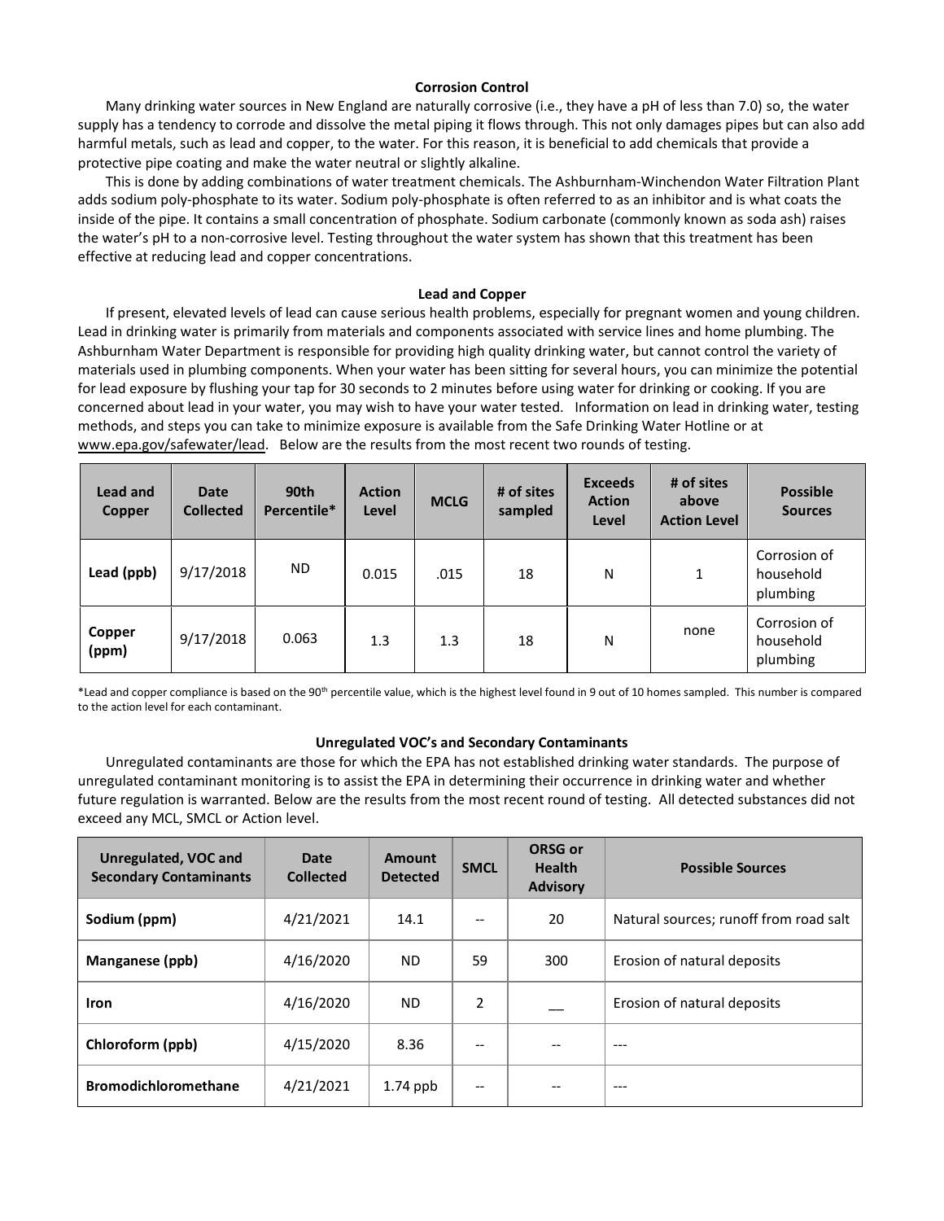## Corrosion Control

Many drinking water sources in New England are naturally corrosive (i.e., they have a pH of less than 7.0) so, the water supply has a tendency to corrode and dissolve the metal piping it flows through. This not only damages pipes but can also add harmful metals, such as lead and copper, to the water. For this reason, it is beneficial to add chemicals that provide a protective pipe coating and make the water neutral or slightly alkaline.

This is done by adding combinations of water treatment chemicals. The Ashburnham-Winchendon Water Filtration Plant adds sodium poly-phosphate to its water. Sodium poly-phosphate is often referred to as an inhibitor and is what coats the inside of the pipe. It contains a small concentration of phosphate. Sodium carbonate (commonly known as soda ash) raises the water's pH to a non-corrosive level. Testing throughout the water system has shown that this treatment has been effective at reducing lead and copper concentrations.

## Lead and Copper

If present, elevated levels of lead can cause serious health problems, especially for pregnant women and young children. Lead in drinking water is primarily from materials and components associated with service lines and home plumbing. The Ashburnham Water Department is responsible for providing high quality drinking water, but cannot control the variety of materials used in plumbing components. When your water has been sitting for several hours, you can minimize the potential for lead exposure by flushing your tap for 30 seconds to 2 minutes before using water for drinking or cooking. If you are concerned about lead in your water, you may wish to have your water tested. Information on lead in drinking water, testing methods, and steps you can take to minimize exposure is available from the Safe Drinking Water Hotline or at www.epa.gov/safewater/lead. Below are the results from the most recent two rounds of testing.

| Lead and Copper | Date Collected | 90th Percentile* | Action Level | MCLG | # of sites sampled | Exceeds Action Level | # of sites above Action Level | Possible Sources |
|---|---|---|---|---|---|---|---|---|
| Lead (ppb) | 9/17/2018 | ND | 0.015 | .015 | 18 | N | 1 | Corrosion of household plumbing |
| Copper (ppm) | 9/17/2018 | 0.063 | 1.3 | 1.3 | 18 | N | none | Corrosion of household plumbing |

*Lead and copper compliance is based on the 90th percentile value, which is the highest level found in 9 out of 10 homes sampled. This number is compared to the action level for each contaminant.

## Unregulated VOC's and Secondary Contaminants

Unregulated contaminants are those for which the EPA has not established drinking water standards. The purpose of unregulated contaminant monitoring is to assist the EPA in determining their occurrence in drinking water and whether future regulation is warranted. Below are the results from the most recent round of testing. All detected substances did not exceed any MCL, SMCL or Action level.

| Unregulated, VOC and Secondary Contaminants | Date Collected | Amount Detected | SMCL | ORSG or Health Advisory | Possible Sources |
|---|---|---|---|---|---|
| Sodium (ppm) | 4/21/2021 | 14.1 | -- | 20 | Natural sources; runoff from road salt |
| Manganese (ppb) | 4/16/2020 | ND | 59 | 300 | Erosion of natural deposits |
| Iron | 4/16/2020 | ND | 2 | __ | Erosion of natural deposits |
| Chloroform (ppb) | 4/15/2020 | 8.36 | -- | -- | --- |
| Bromodichloromethane | 4/21/2021 | 1.74 ppb | -- | -- | --- |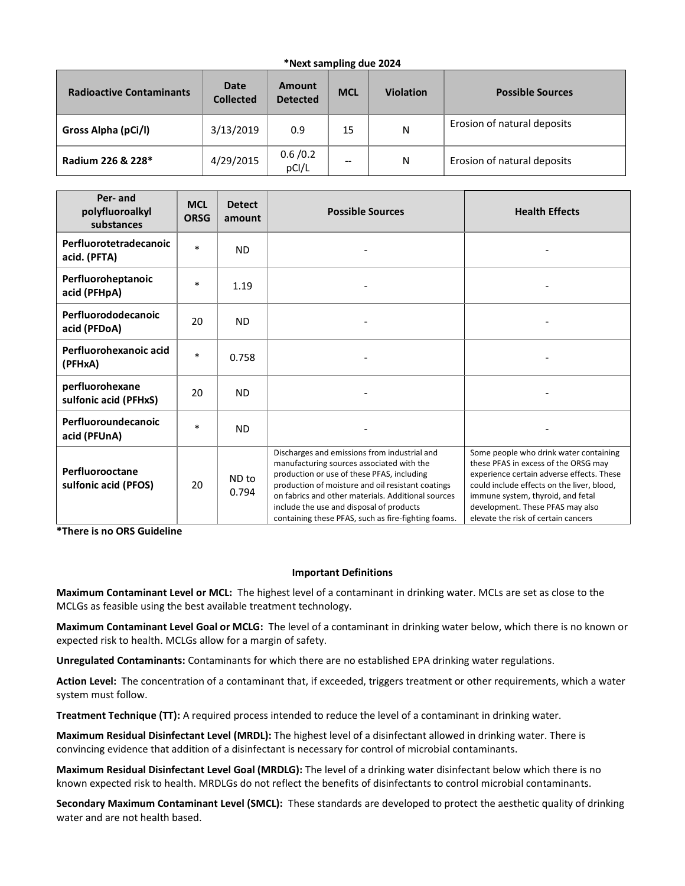**\*Next sampling due 2024**

| Radioactive Contaminants | Date Collected | Amount Detected | MCL | Violation | Possible Sources |
|---|---|---|---|---|---|
| **Gross Alpha (pCi/l)** | 3/13/2019 | 0.9 | 15 | N | Erosion of natural deposits |
| **Radium 226 & 228\*** | 4/29/2015 | 0.6 /0.2 pCI/L | -- | N | Erosion of natural deposits |

| Per- and polyfluoroalkyl substances | MCL ORSG | Detect amount | Possible Sources | Health Effects |
|---|---|---|---|---|
| **Perfluorotetradecanoic acid. (PFTA)** | * | ND | - | - |
| **Perfluoroheptanoic acid (PFHpA)** | * | 1.19 | - | - |
| **Perfluorododecanoic acid (PFDoA)** | 20 | ND | - | - |
| **Perfluorohexanoic acid (PFHxA)** | * | 0.758 | - | - |
| **perfluorohexane sulfonic acid (PFHxS)** | 20 | ND | - | - |
| **Perfluoroundecanoic acid (PFUnA)** | * | ND | - | - |
| **Perfluorooctane sulfonic acid (PFOS)** | 20 | ND to 0.794 | Discharges and emissions from industrial and manufacturing sources associated with the production or use of these PFAS, including production of moisture and oil resistant coatings on fabrics and other materials. Additional sources include the use and disposal of products containing these PFAS, such as fire-fighting foams. | Some people who drink water containing these PFAS in excess of the ORSG may experience certain adverse effects. These could include effects on the liver, blood, immune system, thyroid, and fetal development. These PFAS may also elevate the risk of certain cancers |

**\*There is no ORS Guideline**

### Important Definitions

**Maximum Contaminant Level or MCL:** The highest level of a contaminant in drinking water. MCLs are set as close to the MCLGs as feasible using the best available treatment technology.

**Maximum Contaminant Level Goal or MCLG:** The level of a contaminant in drinking water below, which there is no known or expected risk to health. MCLGs allow for a margin of safety.

**Unregulated Contaminants:** Contaminants for which there are no established EPA drinking water regulations.

**Action Level:** The concentration of a contaminant that, if exceeded, triggers treatment or other requirements, which a water system must follow.

**Treatment Technique (TT):** A required process intended to reduce the level of a contaminant in drinking water.

**Maximum Residual Disinfectant Level (MRDL):** The highest level of a disinfectant allowed in drinking water. There is convincing evidence that addition of a disinfectant is necessary for control of microbial contaminants.

**Maximum Residual Disinfectant Level Goal (MRDLG):** The level of a drinking water disinfectant below which there is no known expected risk to health. MRDLGs do not reflect the benefits of disinfectants to control microbial contaminants.

**Secondary Maximum Contaminant Level (SMCL):** These standards are developed to protect the aesthetic quality of drinking water and are not health based.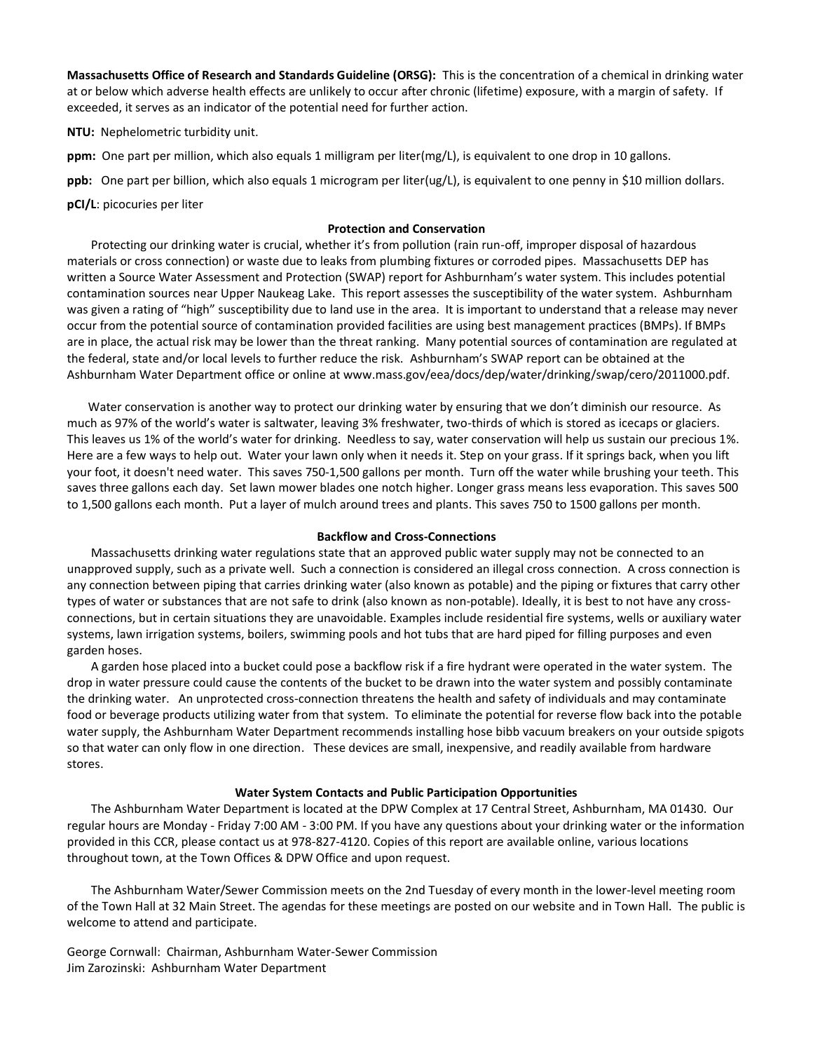**Massachusetts Office of Research and Standards Guideline (ORSG):** This is the concentration of a chemical in drinking water at or below which adverse health effects are unlikely to occur after chronic (lifetime) exposure, with a margin of safety. If exceeded, it serves as an indicator of the potential need for further action.

**NTU:** Nephelometric turbidity unit.

**ppm:** One part per million, which also equals 1 milligram per liter(mg/L), is equivalent to one drop in 10 gallons.

**ppb:** One part per billion, which also equals 1 microgram per liter(ug/L), is equivalent to one penny in $10 million dollars.

**pCI/L**: picocuries per liter

### Protection and Conservation

Protecting our drinking water is crucial, whether it's from pollution (rain run-off, improper disposal of hazardous materials or cross connection) or waste due to leaks from plumbing fixtures or corroded pipes. Massachusetts DEP has written a Source Water Assessment and Protection (SWAP) report for Ashburnham's water system. This includes potential contamination sources near Upper Naukeag Lake. This report assesses the susceptibility of the water system. Ashburnham was given a rating of "high" susceptibility due to land use in the area. It is important to understand that a release may never occur from the potential source of contamination provided facilities are using best management practices (BMPs). If BMPs are in place, the actual risk may be lower than the threat ranking. Many potential sources of contamination are regulated at the federal, state and/or local levels to further reduce the risk. Ashburnham's SWAP report can be obtained at the Ashburnham Water Department office or online at www.mass.gov/eea/docs/dep/water/drinking/swap/cero/2011000.pdf.

Water conservation is another way to protect our drinking water by ensuring that we don't diminish our resource. As much as 97% of the world's water is saltwater, leaving 3% freshwater, two-thirds of which is stored as icecaps or glaciers. This leaves us 1% of the world's water for drinking. Needless to say, water conservation will help us sustain our precious 1%. Here are a few ways to help out. Water your lawn only when it needs it. Step on your grass. If it springs back, when you lift your foot, it doesn't need water. This saves 750-1,500 gallons per month. Turn off the water while brushing your teeth. This saves three gallons each day. Set lawn mower blades one notch higher. Longer grass means less evaporation. This saves 500 to 1,500 gallons each month. Put a layer of mulch around trees and plants. This saves 750 to 1500 gallons per month.

### Backflow and Cross-Connections

Massachusetts drinking water regulations state that an approved public water supply may not be connected to an unapproved supply, such as a private well. Such a connection is considered an illegal cross connection. A cross connection is any connection between piping that carries drinking water (also known as potable) and the piping or fixtures that carry other types of water or substances that are not safe to drink (also known as non-potable). Ideally, it is best to not have any cross-connections, but in certain situations they are unavoidable. Examples include residential fire systems, wells or auxiliary water systems, lawn irrigation systems, boilers, swimming pools and hot tubs that are hard piped for filling purposes and even garden hoses.

A garden hose placed into a bucket could pose a backflow risk if a fire hydrant were operated in the water system. The drop in water pressure could cause the contents of the bucket to be drawn into the water system and possibly contaminate the drinking water. An unprotected cross-connection threatens the health and safety of individuals and may contaminate food or beverage products utilizing water from that system. To eliminate the potential for reverse flow back into the potable water supply, the Ashburnham Water Department recommends installing hose bibb vacuum breakers on your outside spigots so that water can only flow in one direction. These devices are small, inexpensive, and readily available from hardware stores.

### Water System Contacts and Public Participation Opportunities

The Ashburnham Water Department is located at the DPW Complex at 17 Central Street, Ashburnham, MA 01430. Our regular hours are Monday - Friday 7:00 AM - 3:00 PM. If you have any questions about your drinking water or the information provided in this CCR, please contact us at 978-827-4120. Copies of this report are available online, various locations throughout town, at the Town Offices & DPW Office and upon request.

The Ashburnham Water/Sewer Commission meets on the 2nd Tuesday of every month in the lower-level meeting room of the Town Hall at 32 Main Street. The agendas for these meetings are posted on our website and in Town Hall. The public is welcome to attend and participate.

George Cornwall: Chairman, Ashburnham Water-Sewer Commission
Jim Zarozinski: Ashburnham Water Department